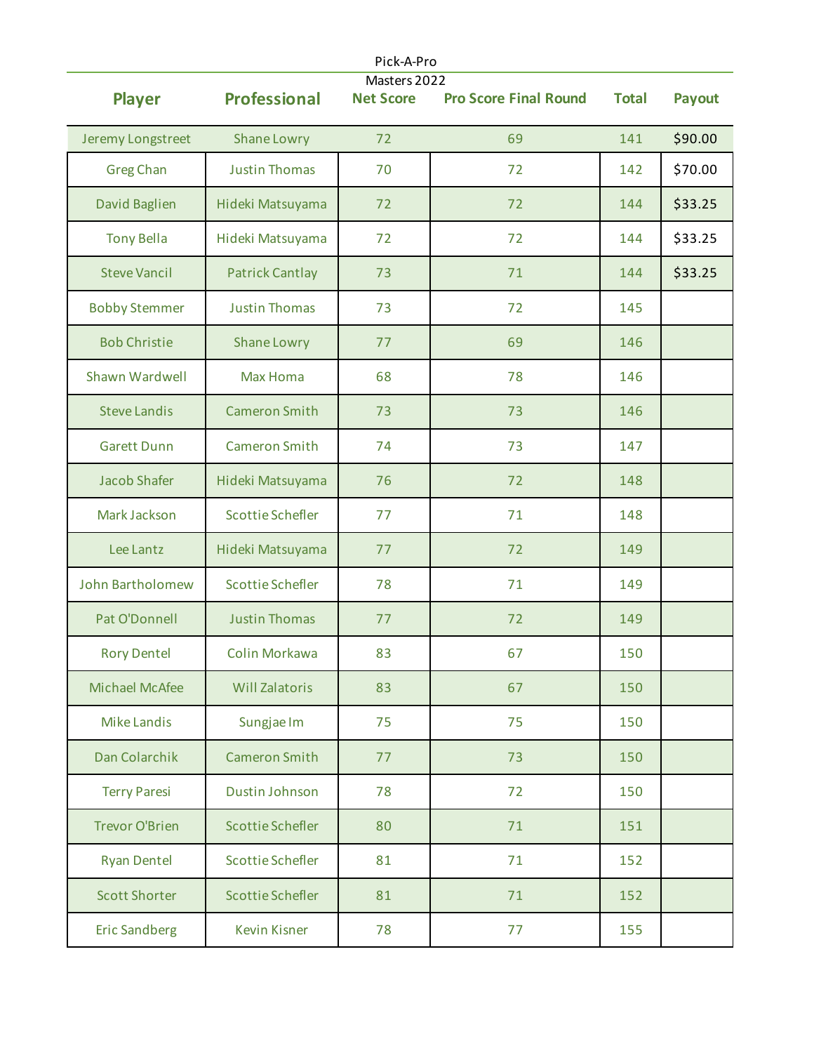Pick-A-Pro

Masters 2022

| Player | Professional | Net Score | Pro Score Final Round | Total | Payout |
|---|---|---|---|---|---|
| Jeremy Longstreet | Shane Lowry | 72 | 69 | 141 | $90.00 |
| Greg Chan | Justin Thomas | 70 | 72 | 142 | $70.00 |
| David Baglien | Hideki Matsuyama | 72 | 72 | 144 | $33.25 |
| Tony Bella | Hideki Matsuyama | 72 | 72 | 144 | $33.25 |
| Steve Vancil | Patrick Cantlay | 73 | 71 | 144 | $33.25 |
| Bobby Stemmer | Justin Thomas | 73 | 72 | 145 | |
| Bob Christie | Shane Lowry | 77 | 69 | 146 | |
| Shawn Wardwell | Max Homa | 68 | 78 | 146 | |
| Steve Landis | Cameron Smith | 73 | 73 | 146 | |
| Garett Dunn | Cameron Smith | 74 | 73 | 147 | |
| Jacob Shafer | Hideki Matsuyama | 76 | 72 | 148 | |
| Mark Jackson | Scottie Schefler | 77 | 71 | 148 | |
| Lee Lantz | Hideki Matsuyama | 77 | 72 | 149 | |
| John Bartholomew | Scottie Schefler | 78 | 71 | 149 | |
| Pat O'Donnell | Justin Thomas | 77 | 72 | 149 | |
| Rory Dentel | Colin Morkawa | 83 | 67 | 150 | |
| Michael McAfee | Will Zalatoris | 83 | 67 | 150 | |
| Mike Landis | Sungjae Im | 75 | 75 | 150 | |
| Dan Colarchik | Cameron Smith | 77 | 73 | 150 | |
| Terry Paresi | Dustin Johnson | 78 | 72 | 150 | |
| Trevor O'Brien | Scottie Schefler | 80 | 71 | 151 | |
| Ryan Dentel | Scottie Schefler | 81 | 71 | 152 | |
| Scott Shorter | Scottie Schefler | 81 | 71 | 152 | |
| Eric Sandberg | Kevin Kisner | 78 | 77 | 155 | |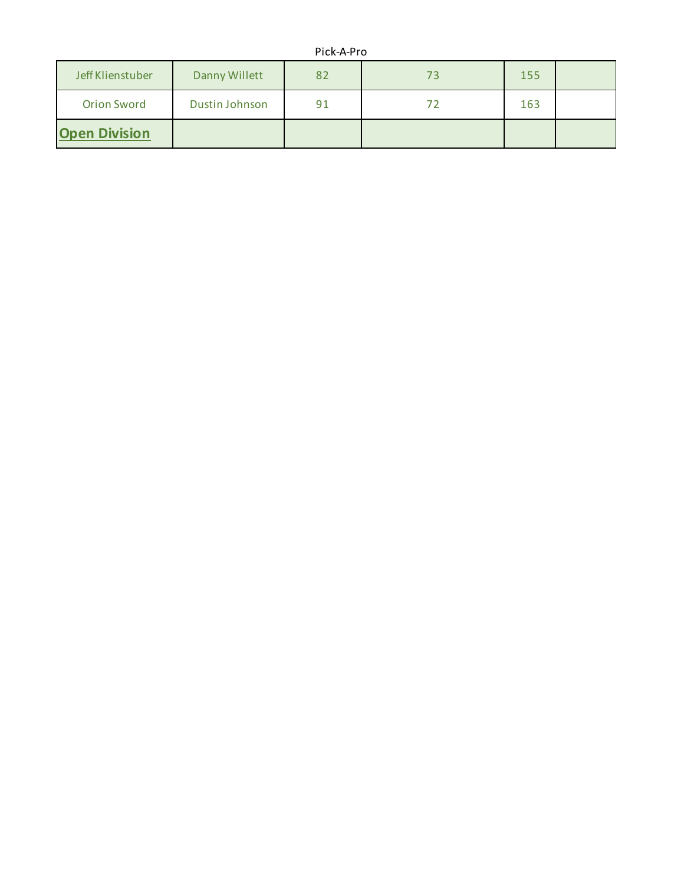Pick-A-Pro

| | | | | | |
|---|---|---|---|---|---|
| Jeff Klienstuber | Danny Willett | 82 | 73 | 155 | |
| Orion Sword | Dustin Johnson | 91 | 72 | 163 | |
| **Open Division** | | | | | |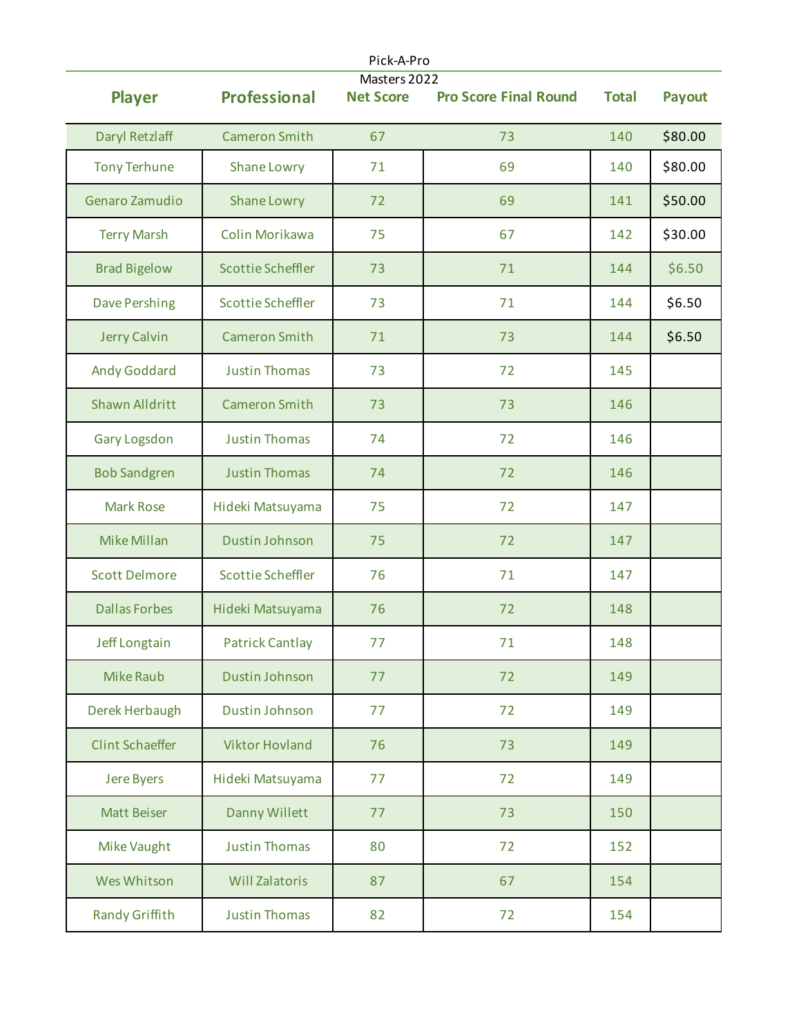Pick-A-Pro

Masters 2022

| Player | Professional | Net Score | Pro Score Final Round | Total | Payout |
|---|---|---|---|---|---|
| Daryl Retzlaff | Cameron Smith | 67 | 73 | 140 | $80.00 |
| Tony Terhune | Shane Lowry | 71 | 69 | 140 | $80.00 |
| Genaro Zamudio | Shane Lowry | 72 | 69 | 141 | $50.00 |
| Terry Marsh | Colin Morikawa | 75 | 67 | 142 | $30.00 |
| Brad Bigelow | Scottie Scheffler | 73 | 71 | 144 | $6.50 |
| Dave Pershing | Scottie Scheffler | 73 | 71 | 144 | $6.50 |
| Jerry Calvin | Cameron Smith | 71 | 73 | 144 | $6.50 |
| Andy Goddard | Justin Thomas | 73 | 72 | 145 | |
| Shawn Alldritt | Cameron Smith | 73 | 73 | 146 | |
| Gary Logsdon | Justin Thomas | 74 | 72 | 146 | |
| Bob Sandgren | Justin Thomas | 74 | 72 | 146 | |
| Mark Rose | Hideki Matsuyama | 75 | 72 | 147 | |
| Mike Millan | Dustin Johnson | 75 | 72 | 147 | |
| Scott Delmore | Scottie Scheffler | 76 | 71 | 147 | |
| Dallas Forbes | Hideki Matsuyama | 76 | 72 | 148 | |
| Jeff Longtain | Patrick Cantlay | 77 | 71 | 148 | |
| Mike Raub | Dustin Johnson | 77 | 72 | 149 | |
| Derek Herbaugh | Dustin Johnson | 77 | 72 | 149 | |
| Clint Schaeffer | Viktor Hovland | 76 | 73 | 149 | |
| Jere Byers | Hideki Matsuyama | 77 | 72 | 149 | |
| Matt Beiser | Danny Willett | 77 | 73 | 150 | |
| Mike Vaught | Justin Thomas | 80 | 72 | 152 | |
| Wes Whitson | Will Zalatoris | 87 | 67 | 154 | |
| Randy Griffith | Justin Thomas | 82 | 72 | 154 | |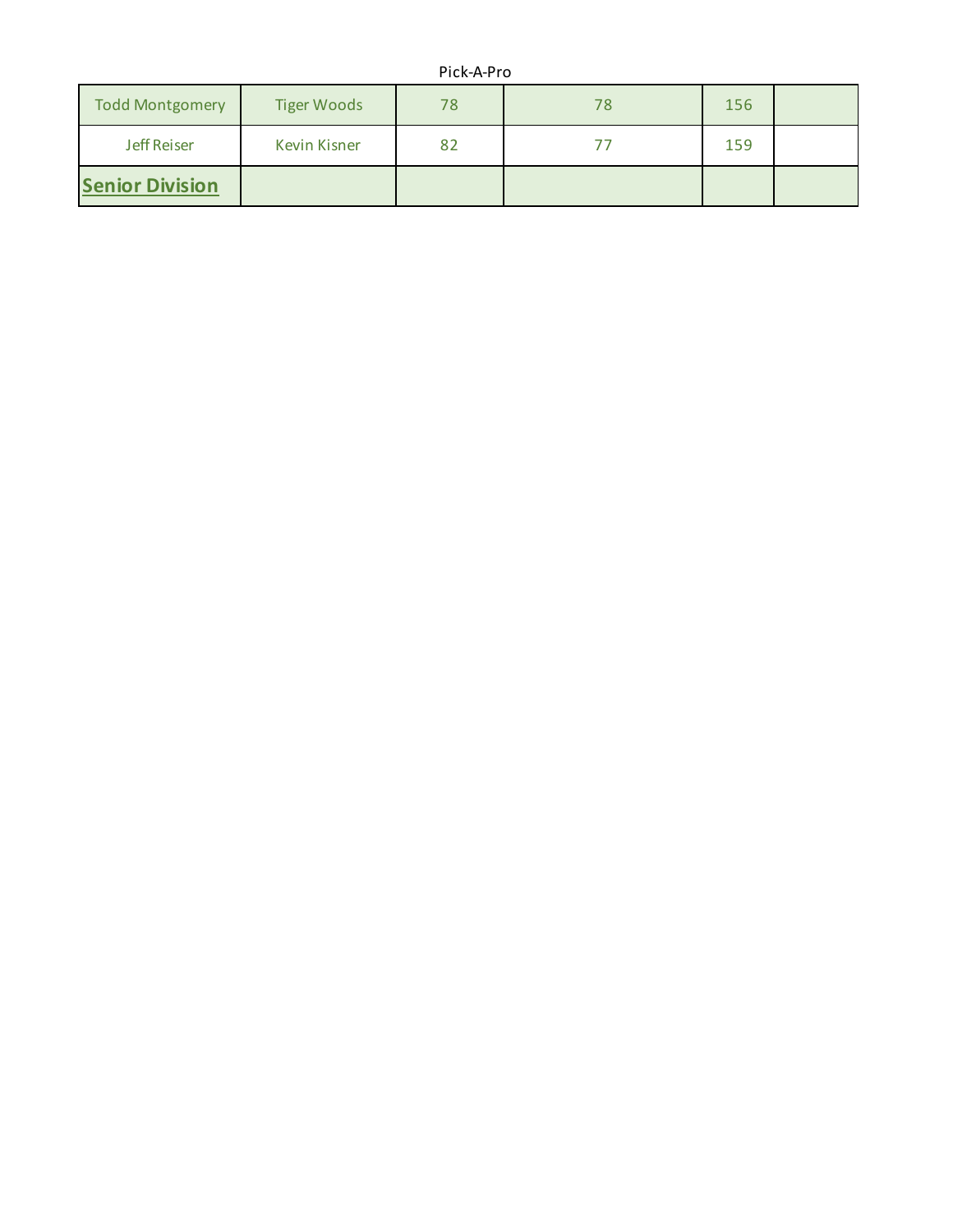| Todd Montgomery | Tiger Woods | 78 | 78 | 156 | |
|---|---|---|---|---|---|
| Jeff Reiser | Kevin Kisner | 82 | 77 | 159 | |
| **Senior Division** | | | | | |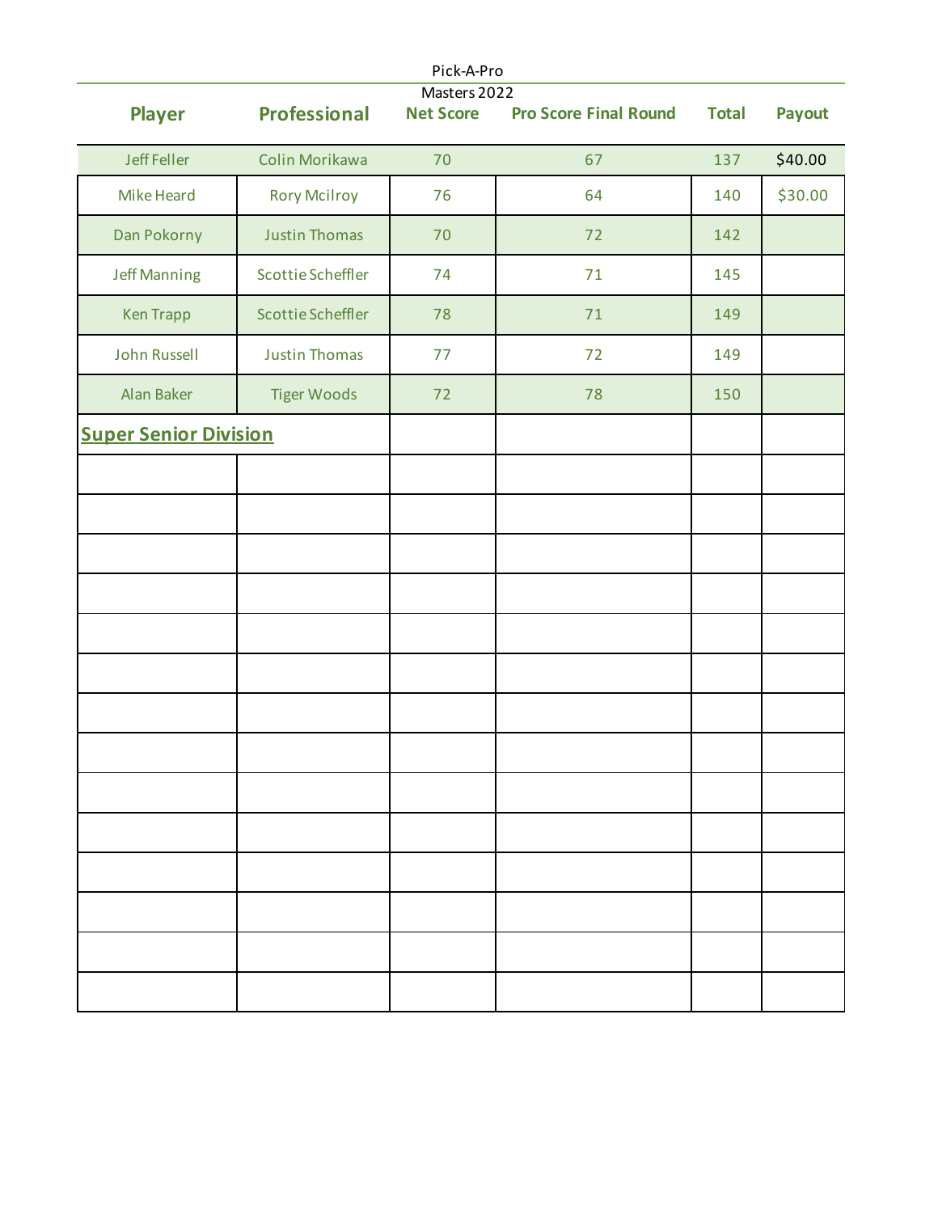Pick-A-Pro

Masters 2022

| Player | Professional | Net Score | Pro Score Final Round | Total | Payout |
|---|---|---|---|---|---|
| Jeff Feller | Colin Morikawa | 70 | 67 | 137 | $40.00 |
| Mike Heard | Rory Mcilroy | 76 | 64 | 140 | $30.00 |
| Dan Pokorny | Justin Thomas | 70 | 72 | 142 | |
| Jeff Manning | Scottie Scheffler | 74 | 71 | 145 | |
| Ken Trapp | Scottie Scheffler | 78 | 71 | 149 | |
| John Russell | Justin Thomas | 77 | 72 | 149 | |
| Alan Baker | Tiger Woods | 72 | 78 | 150 | |
| **Super Senior Division** | | | | | |